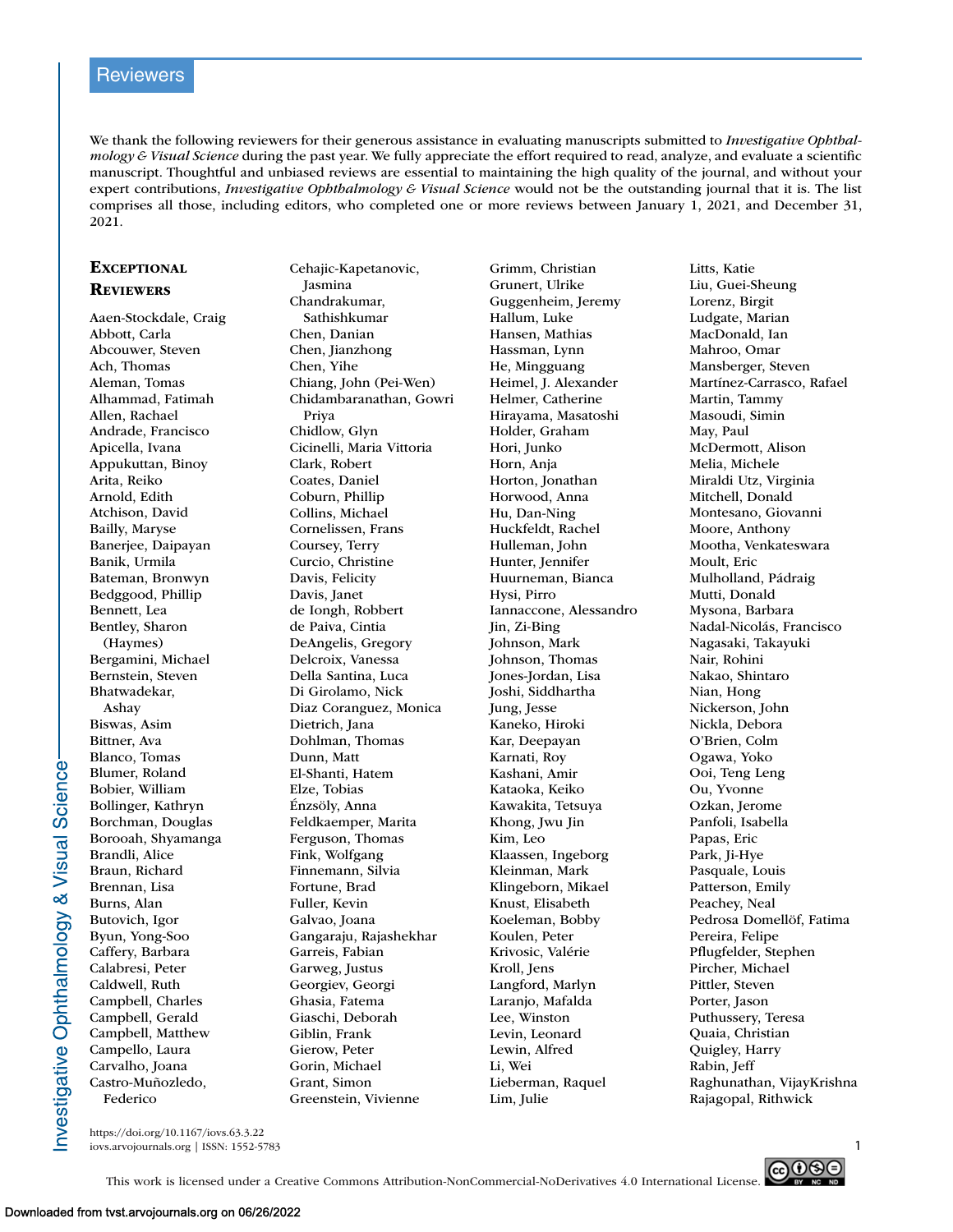# Reviewers

We thank the following reviewers for their generous assistance in evaluating manuscripts submitted to *Investigative Ophthalmology & Visual Science* during the past year. We fully appreciate the effort required to read, analyze, and evaluate a scientific manuscript. Thoughtful and unbiased reviews are essential to maintaining the high quality of the journal, and without your expert contributions, *Investigative Ophthalmology & Visual Science* would not be the outstanding journal that it is. The list comprises all those, including editors, who completed one or more reviews between January 1, 2021, and December 31, 2021.

## Exceptional Reviewers

Aaen-Stockdale, Craig
Abbott, Carla
Abcouwer, Steven
Ach, Thomas
Aleman, Tomas
Alhammad, Fatimah
Allen, Rachael
Andrade, Francisco
Apicella, Ivana
Appukuttan, Binoy
Arita, Reiko
Arnold, Edith
Atchison, David
Bailly, Maryse
Banerjee, Daipayan
Banik, Urmila
Bateman, Bronwyn
Bedggood, Phillip
Bennett, Lea
Bentley, Sharon (Haymes)
Bergamini, Michael
Bernstein, Steven
Bhatwadekar, Ashay
Biswas, Asim
Bittner, Ava
Blanco, Tomas
Blumer, Roland
Bobier, William
Bollinger, Kathryn
Borchman, Douglas
Borooah, Shyamanga
Brandli, Alice
Braun, Richard
Brennan, Lisa
Burns, Alan
Butovich, Igor
Byun, Yong-Soo
Caffery, Barbara
Calabresi, Peter
Caldwell, Ruth
Campbell, Charles
Campbell, Gerald
Campbell, Matthew
Campello, Laura
Carvalho, Joana
Castro-Muñozledo, Federico
Cehajic-Kapetanovic, Jasmina
Chandrakumar, Sathishkumar
Chen, Danian
Chen, Jianzhong
Chen, Yihe
Chiang, John (Pei-Wen)
Chidambaranathan, Gowri Priya
Chidlow, Glyn
Cicinelli, Maria Vittoria
Clark, Robert
Coates, Daniel
Coburn, Phillip
Collins, Michael
Cornelissen, Frans
Coursey, Terry
Curcio, Christine
Davis, Felicity
Davis, Janet
de Iongh, Robbert
de Paiva, Cintia
DeAngelis, Gregory
Delcroix, Vanessa
Della Santina, Luca
Di Girolamo, Nick
Diaz Coranguez, Monica
Dietrich, Jana
Dohlman, Thomas
Dunn, Matt
El-Shanti, Hatem
Elze, Tobias
Énzsöly, Anna
Feldkaemper, Marita
Ferguson, Thomas
Fink, Wolfgang
Finnemann, Silvia
Fortune, Brad
Fuller, Kevin
Galvao, Joana
Gangaraju, Rajashekhar
Garreis, Fabian
Garweg, Justus
Georgiev, Georgi
Ghasia, Fatema
Giaschi, Deborah
Giblin, Frank
Gierow, Peter
Gorin, Michael
Grant, Simon
Greenstein, Vivienne
Grimm, Christian
Grunert, Ulrike
Guggenheim, Jeremy
Hallum, Luke
Hansen, Mathias
Hassman, Lynn
He, Mingguang
Heimel, J. Alexander
Helmer, Catherine
Hirayama, Masatoshi
Holder, Graham
Hori, Junko
Horn, Anja
Horton, Jonathan
Horwood, Anna
Hu, Dan-Ning
Huckfeldt, Rachel
Hulleman, John
Hunter, Jennifer
Huurneman, Bianca
Hysi, Pirro
Iannaccone, Alessandro
Jin, Zi-Bing
Johnson, Mark
Johnson, Thomas
Jones-Jordan, Lisa
Joshi, Siddhartha
Jung, Jesse
Kaneko, Hiroki
Kar, Deepayan
Karnati, Roy
Kashani, Amir
Kataoka, Keiko
Kawakita, Tetsuya
Khong, Jwu Jin
Kim, Leo
Klaassen, Ingeborg
Kleinman, Mark
Klingeborn, Mikael
Knust, Elisabeth
Koeleman, Bobby
Koulen, Peter
Krivosic, Valérie
Kroll, Jens
Langford, Marlyn
Laranjo, Mafalda
Lee, Winston
Levin, Leonard
Lewin, Alfred
Li, Wei
Lieberman, Raquel
Lim, Julie
Litts, Katie
Liu, Guei-Sheung
Lorenz, Birgit
Ludgate, Marian
MacDonald, Ian
Mahroo, Omar
Mansberger, Steven
Martínez-Carrasco, Rafael
Martin, Tammy
Masoudi, Simin
May, Paul
McDermott, Alison
Melia, Michele
Miraldi Utz, Virginia
Mitchell, Donald
Montesano, Giovanni
Moore, Anthony
Mootha, Venkateswara
Moult, Eric
Mulholland, Pádraig
Mutti, Donald
Mysona, Barbara
Nadal-Nicolás, Francisco
Nagasaki, Takayuki
Nair, Rohini
Nakao, Shintaro
Nian, Hong
Nickerson, John
Nickla, Debora
O'Brien, Colm
Ogawa, Yoko
Ooi, Teng Leng
Ou, Yvonne
Ozkan, Jerome
Panfoli, Isabella
Papas, Eric
Park, Ji-Hye
Pasquale, Louis
Patterson, Emily
Peachey, Neal
Pedrosa Domellöf, Fatima
Pereira, Felipe
Pflugfelder, Stephen
Pircher, Michael
Pittler, Steven
Porter, Jason
Puthussery, Teresa
Quaia, Christian
Quigley, Harry
Rabin, Jeff
Raghunathan, VijayKrishna
Rajagopal, Rithwick

https://doi.org/10.1167/iovs.63.3.22
iovs.arvojournals.org | ISSN: 1552-5783

This work is licensed under a Creative Commons Attribution-NonCommercial-NoDerivatives 4.0 International License.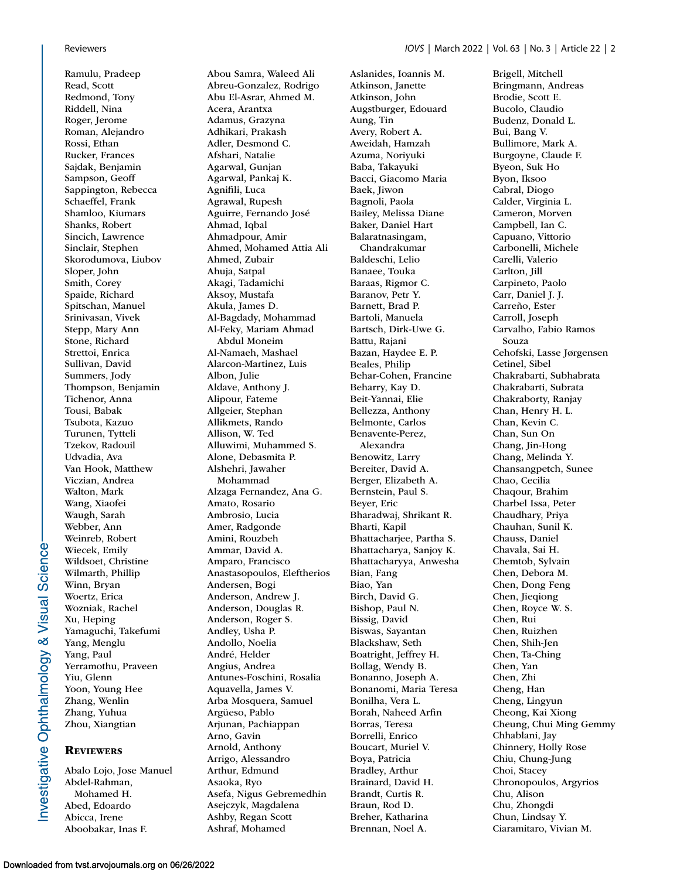Ramulu, Pradeep
Read, Scott
Redmond, Tony
Riddell, Nina
Roger, Jerome
Roman, Alejandro
Rossi, Ethan
Rucker, Frances
Sajdak, Benjamin
Sampson, Geoff
Sappington, Rebecca
Schaeffel, Frank
Shamloo, Kiumars
Shanks, Robert
Sincich, Lawrence
Sinclair, Stephen
Skorodumova, Liubov
Sloper, John
Smith, Corey
Spaide, Richard
Spitschan, Manuel
Srinivasan, Vivek
Stepp, Mary Ann
Stone, Richard
Strettoi, Enrica
Sullivan, David
Summers, Jody
Thompson, Benjamin
Tichenor, Anna
Tousi, Babak
Tsubota, Kazuo
Turunen, Tytteli
Tzekov, Radouil
Udvadia, Ava
Van Hook, Matthew
Viczian, Andrea
Walton, Mark
Wang, Xiaofei
Waugh, Sarah
Webber, Ann
Weinreb, Robert
Wiecek, Emily
Wildsoet, Christine
Wilmarth, Phillip
Winn, Bryan
Woertz, Erica
Wozniak, Rachel
Xu, Heping
Yamaguchi, Takefumi
Yang, Menglu
Yang, Paul
Yerramothu, Praveen
Yiu, Glenn
Yoon, Young Hee
Zhang, Wenlin
Zhang, Yuhua
Zhou, Xiangtian

## Reviewers

Abalo Lojo, Jose Manuel
Abdel-Rahman, Mohamed H.
Abed, Edoardo
Abicca, Irene
Aboobakar, Inas F.
Abou Samra, Waleed Ali
Abreu-Gonzalez, Rodrigo
Abu El-Asrar, Ahmed M.
Acera, Arantxa
Adamus, Grazyna
Adhikari, Prakash
Adler, Desmond C.
Afshari, Natalie
Agarwal, Gunjan
Agarwal, Pankaj K.
Agnifili, Luca
Agrawal, Rupesh
Aguirre, Fernando José
Ahmad, Iqbal
Ahmadpour, Amir
Ahmed, Mohamed Attia Ali
Ahmed, Zubair
Ahuja, Satpal
Akagi, Tadamichi
Aksoy, Mustafa
Akula, James D.
Al-Bagdady, Mohammad
Al-Feky, Mariam Ahmad Abdul Moneim
Al-Namaeh, Mashael
Alarcon-Martinez, Luis
Albon, Julie
Aldave, Anthony J.
Alipour, Fateme
Allgeier, Stephan
Allikmets, Rando
Allison, W. Ted
Alluwimi, Muhammed S.
Alone, Debasmita P.
Alshehri, Jawaher Mohammad
Alzaga Fernandez, Ana G.
Amato, Rosario
Ambrosio, Lucia
Amer, Radgonde
Amini, Rouzbeh
Ammar, David A.
Amparo, Francisco
Anastasopoulos, Eleftherios
Andersen, Bogi
Anderson, Andrew J.
Anderson, Douglas R.
Anderson, Roger S.
Andley, Usha P.
Andollo, Noelia
André, Helder
Angius, Andrea
Antunes-Foschini, Rosalia
Aquavella, James V.
Arba Mosquera, Samuel
Argüeso, Pablo
Arjunan, Pachiappan
Arno, Gavin
Arnold, Anthony
Arrigo, Alessandro
Arthur, Edmund
Asaoka, Ryo
Asefa, Nigus Gebremedhin
Asejczyk, Magdalena
Ashby, Regan Scott
Ashraf, Mohamed
Aslanides, Ioannis M.
Atkinson, Janette
Atkinson, John
Augstburger, Edouard
Aung, Tin
Avery, Robert A.
Aweidah, Hamzah
Azuma, Noriyuki
Baba, Takayuki
Bacci, Giacomo Maria
Baek, Jiwon
Bagnoli, Paola
Bailey, Melissa Diane
Baker, Daniel Hart
Balaratnasingam, Chandrakumar
Baldeschi, Lelio
Banaee, Touka
Baraas, Rigmor C.
Baranov, Petr Y.
Barnett, Brad P.
Bartoli, Manuela
Bartsch, Dirk-Uwe G.
Battu, Rajani
Bazan, Haydee E. P.
Beales, Philip
Behar-Cohen, Francine
Beharry, Kay D.
Beit-Yannai, Elie
Bellezza, Anthony
Belmonte, Carlos
Benavente-Perez, Alexandra
Benowitz, Larry
Bereiter, David A.
Berger, Elizabeth A.
Bernstein, Paul S.
Beyer, Eric
Bharadwaj, Shrikant R.
Bharti, Kapil
Bhattacharjee, Partha S.
Bhattacharya, Sanjoy K.
Bhattacharyya, Anwesha
Bian, Fang
Biao, Yan
Birch, David G.
Bishop, Paul N.
Bissig, David
Biswas, Sayantan
Blackshaw, Seth
Boatright, Jeffrey H.
Bollag, Wendy B.
Bonanno, Joseph A.
Bonanomi, Maria Teresa
Bonilha, Vera L.
Borah, Naheed Arfin
Borras, Teresa
Borrelli, Enrico
Boucart, Muriel V.
Boya, Patricia
Bradley, Arthur
Brainard, David H.
Brandt, Curtis R.
Braun, Rod D.
Breher, Katharina
Brennan, Noel A.
Brigell, Mitchell
Bringmann, Andreas
Brodie, Scott E.
Bucolo, Claudio
Budenz, Donald L.
Bui, Bang V.
Bullimore, Mark A.
Burgoyne, Claude F.
Byeon, Suk Ho
Byon, Iksoo
Cabral, Diogo
Calder, Virginia L.
Cameron, Morven
Campbell, Ian C.
Capuano, Vittorio
Carbonelli, Michele
Carelli, Valerio
Carlton, Jill
Carpineto, Paolo
Carr, Daniel J. J.
Carreño, Ester
Carroll, Joseph
Carvalho, Fabio Ramos Souza
Cehofski, Lasse Jørgensen
Cetinel, Sibel
Chakrabarti, Subhabrata
Chakrabarti, Subrata
Chakraborty, Ranjay
Chan, Henry H. L.
Chan, Kevin C.
Chan, Sun On
Chang, Jin-Hong
Chang, Melinda Y.
Chansangpetch, Sunee
Chao, Cecilia
Chaqour, Brahim
Charbel Issa, Peter
Chaudhary, Priya
Chauhan, Sunil K.
Chauss, Daniel
Chavala, Sai H.
Chemtob, Sylvain
Chen, Debora M.
Chen, Dong Feng
Chen, Jieqiong
Chen, Royce W. S.
Chen, Rui
Chen, Ruizhen
Chen, Shih-Jen
Chen, Ta-Ching
Chen, Yan
Chen, Zhi
Cheng, Han
Cheng, Lingyun
Cheong, Kai Xiong
Cheung, Chui Ming Gemmy
Chhablani, Jay
Chinnery, Holly Rose
Chiu, Chung-Jung
Choi, Stacey
Chronopoulos, Argyrios
Chu, Alison
Chu, Zhongdi
Chun, Lindsay Y.
Ciaramitaro, Vivian M.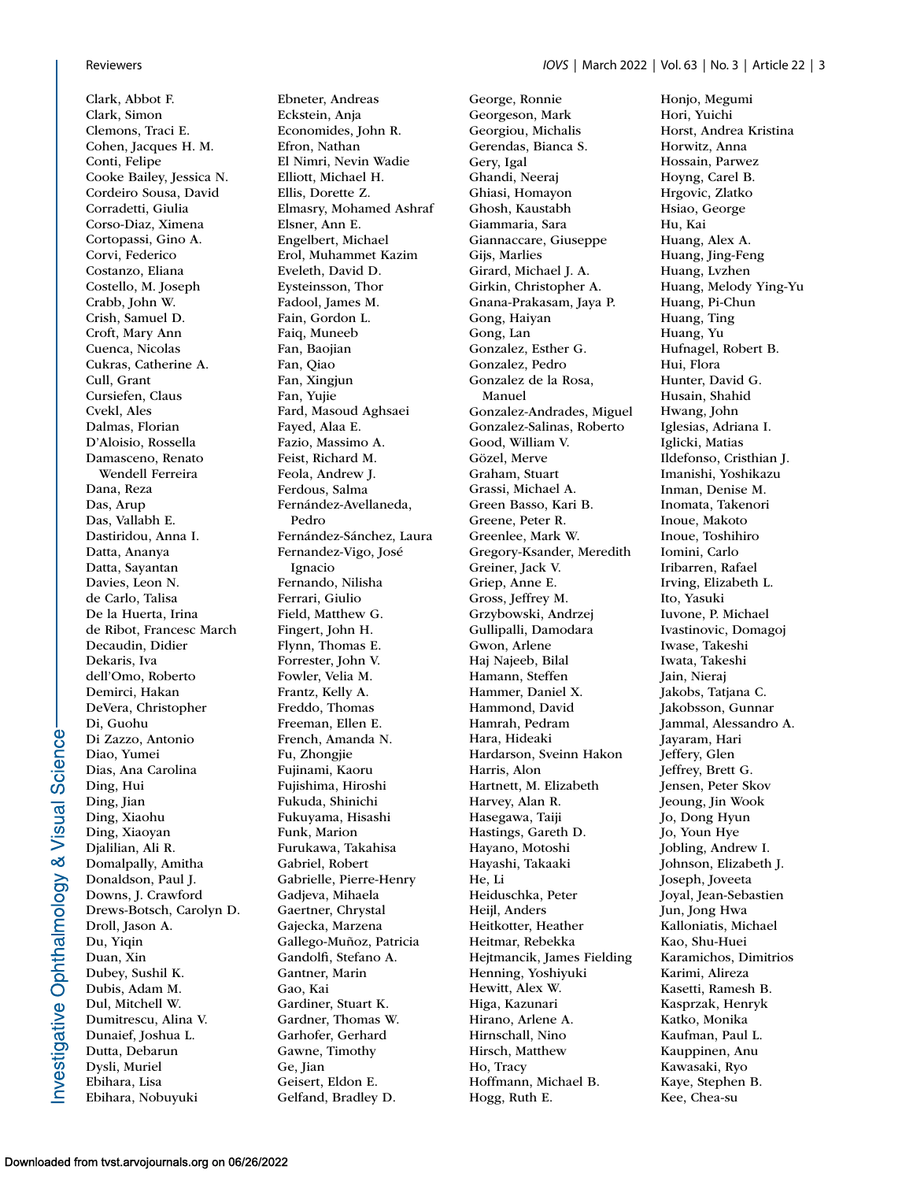Clark, Abbot F.
Clark, Simon
Clemons, Traci E.
Cohen, Jacques H. M.
Conti, Felipe
Cooke Bailey, Jessica N.
Cordeiro Sousa, David
Corradetti, Giulia
Corso-Diaz, Ximena
Cortopassi, Gino A.
Corvi, Federico
Costanzo, Eliana
Costello, M. Joseph
Crabb, John W.
Crish, Samuel D.
Croft, Mary Ann
Cuenca, Nicolas
Cukras, Catherine A.
Cull, Grant
Cursiefen, Claus
Cvekl, Ales
Dalmas, Florian
D'Aloisio, Rossella
Damasceno, Renato Wendell Ferreira
Dana, Reza
Das, Arup
Das, Vallabh E.
Dastiridou, Anna I.
Datta, Ananya
Datta, Sayantan
Davies, Leon N.
de Carlo, Talisa
De la Huerta, Irina
de Ribot, Francesc March
Decaudin, Didier
Dekaris, Iva
dell'Omo, Roberto
Demirci, Hakan
DeVera, Christopher
Di, Guohu
Di Zazzo, Antonio
Diao, Yumei
Dias, Ana Carolina
Ding, Hui
Ding, Jian
Ding, Xiaohu
Ding, Xiaoyan
Djalilian, Ali R.
Domalpally, Amitha
Donaldson, Paul J.
Downs, J. Crawford
Drews-Botsch, Carolyn D.
Droll, Jason A.
Du, Yiqin
Duan, Xin
Dubey, Sushil K.
Dubis, Adam M.
Dul, Mitchell W.
Dumitrescu, Alina V.
Dunaief, Joshua L.
Dutta, Debarun
Dysli, Muriel
Ebihara, Lisa
Ebihara, Nobuyuki
Ebneter, Andreas
Eckstein, Anja
Economides, John R.
Efron, Nathan
El Nimri, Nevin Wadie
Elliott, Michael H.
Ellis, Dorette Z.
Elmasry, Mohamed Ashraf
Elsner, Ann E.
Engelbert, Michael
Erol, Muhammet Kazim
Eveleth, David D.
Eysteinsson, Thor
Fadool, James M.
Fain, Gordon L.
Faiq, Muneeb
Fan, Baojian
Fan, Qiao
Fan, Xingjun
Fan, Yujie
Fard, Masoud Aghsaei
Fayed, Alaa E.
Fazio, Massimo A.
Feist, Richard M.
Feola, Andrew J.
Ferdous, Salma
Fernández-Avellaneda, Pedro
Fernández-Sánchez, Laura
Fernandez-Vigo, José Ignacio
Fernando, Nilisha
Ferrari, Giulio
Field, Matthew G.
Fingert, John H.
Flynn, Thomas E.
Forrester, John V.
Fowler, Velia M.
Frantz, Kelly A.
Freddo, Thomas
Freeman, Ellen E.
French, Amanda N.
Fu, Zhongjie
Fujinami, Kaoru
Fujishima, Hiroshi
Fukuda, Shinichi
Fukuyama, Hisashi
Funk, Marion
Furukawa, Takahisa
Gabriel, Robert
Gabrielle, Pierre-Henry
Gadjeva, Mihaela
Gaertner, Chrystal
Gajecka, Marzena
Gallego-Muñoz, Patricia
Gandolfi, Stefano A.
Gantner, Marin
Gao, Kai
Gardiner, Stuart K.
Gardner, Thomas W.
Garhofer, Gerhard
Gawne, Timothy
Ge, Jian
Geisert, Eldon E.
Gelfand, Bradley D.
George, Ronnie
Georgeson, Mark
Georgiou, Michalis
Gerendas, Bianca S.
Gery, Igal
Ghandi, Neeraj
Ghiasi, Homayon
Ghosh, Kaustabh
Giammaria, Sara
Giannaccare, Giuseppe
Gijs, Marlies
Girard, Michael J. A.
Girkin, Christopher A.
Gnana-Prakasam, Jaya P.
Gong, Haiyan
Gong, Lan
Gonzalez, Esther G.
Gonzalez, Pedro
Gonzalez de la Rosa, Manuel
Gonzalez-Andrades, Miguel
Gonzalez-Salinas, Roberto
Good, William V.
Gözel, Merve
Graham, Stuart
Grassi, Michael A.
Green Basso, Kari B.
Greene, Peter R.
Greenlee, Mark W.
Gregory-Ksander, Meredith
Greiner, Jack V.
Griep, Anne E.
Gross, Jeffrey M.
Grzybowski, Andrzej
Gullipalli, Damodara
Gwon, Arlene
Haj Najeeb, Bilal
Hamann, Steffen
Hammer, Daniel X.
Hammond, David
Hamrah, Pedram
Hara, Hideaki
Hardarson, Sveinn Hakon
Harris, Alon
Hartnett, M. Elizabeth
Harvey, Alan R.
Hasegawa, Taiji
Hastings, Gareth D.
Hayano, Motoshi
Hayashi, Takaaki
He, Li
Heiduschka, Peter
Heijl, Anders
Heitkotter, Heather
Heitmar, Rebekka
Hejtmancik, James Fielding
Henning, Yoshiyuki
Hewitt, Alex W.
Higa, Kazunari
Hirano, Arlene A.
Hirnschall, Nino
Hirsch, Matthew
Ho, Tracy
Hoffmann, Michael B.
Hogg, Ruth E.
Honjo, Megumi
Hori, Yuichi
Horst, Andrea Kristina
Horwitz, Anna
Hossain, Parwez
Hoyng, Carel B.
Hrgovic, Zlatko
Hsiao, George
Hu, Kai
Huang, Alex A.
Huang, Jing-Feng
Huang, Lvzhen
Huang, Melody Ying-Yu
Huang, Pi-Chun
Huang, Ting
Huang, Yu
Hufnagel, Robert B.
Hui, Flora
Hunter, David G.
Husain, Shahid
Hwang, John
Iglesias, Adriana I.
Iglicki, Matias
Ildefonso, Cristhian J.
Imanishi, Yoshikazu
Inman, Denise M.
Inomata, Takenori
Inoue, Makoto
Inoue, Toshihiro
Iomini, Carlo
Iribarren, Rafael
Irving, Elizabeth L.
Ito, Yasuki
Iuvone, P. Michael
Ivastinovic, Domagoj
Iwase, Takeshi
Iwata, Takeshi
Jain, Nieraj
Jakobs, Tatjana C.
Jakobsson, Gunnar
Jammal, Alessandro A.
Jayaram, Hari
Jeffery, Glen
Jeffrey, Brett G.
Jensen, Peter Skov
Jeoung, Jin Wook
Jo, Dong Hyun
Jo, Youn Hye
Jobling, Andrew I.
Johnson, Elizabeth J.
Joseph, Joveeta
Joyal, Jean-Sebastien
Jun, Jong Hwa
Kalloniatis, Michael
Kao, Shu-Huei
Karamichos, Dimitrios
Karimi, Alireza
Kasetti, Ramesh B.
Kasprzak, Henryk
Katko, Monika
Kaufman, Paul L.
Kauppinen, Anu
Kawasaki, Ryo
Kaye, Stephen B.
Kee, Chea-su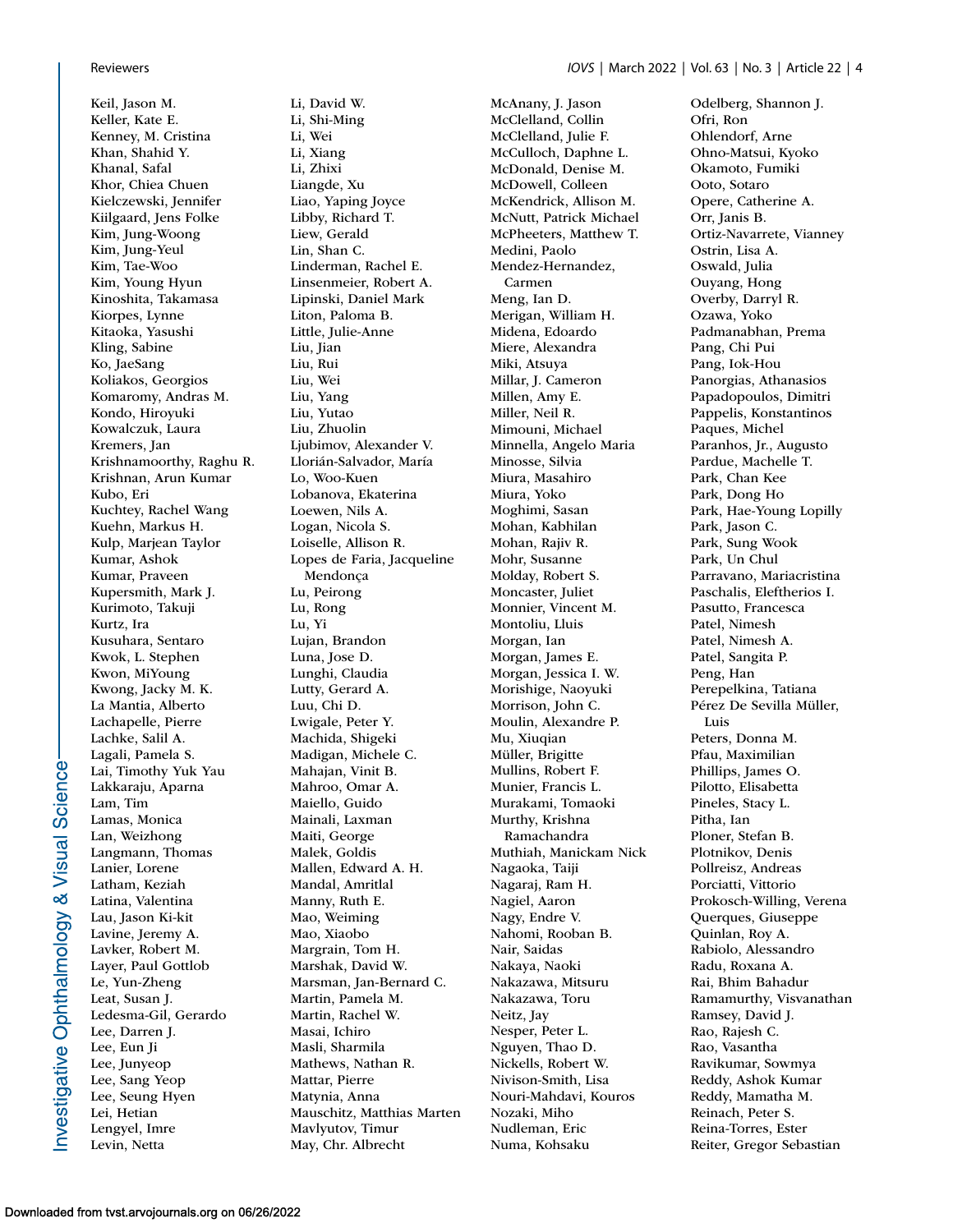Keil, Jason M.
Keller, Kate E.
Kenney, M. Cristina
Khan, Shahid Y.
Khanal, Safal
Khor, Chiea Chuen
Kielczewski, Jennifer
Kiilgaard, Jens Folke
Kim, Jung-Woong
Kim, Jung-Yeul
Kim, Tae-Woo
Kim, Young Hyun
Kinoshita, Takamasa
Kiorpes, Lynne
Kitaoka, Yasushi
Kling, Sabine
Ko, JaeSang
Koliakos, Georgios
Komaromy, Andras M.
Kondo, Hiroyuki
Kowalczuk, Laura
Kremers, Jan
Krishnamoorthy, Raghu R.
Krishnan, Arun Kumar
Kubo, Eri
Kuchtey, Rachel Wang
Kuehn, Markus H.
Kulp, Marjean Taylor
Kumar, Ashok
Kumar, Praveen
Kupersmith, Mark J.
Kurimoto, Takuji
Kurtz, Ira
Kusuhara, Sentaro
Kwok, L. Stephen
Kwon, MiYoung
Kwong, Jacky M. K.
La Mantia, Alberto
Lachapelle, Pierre
Lachke, Salil A.
Lagali, Pamela S.
Lai, Timothy Yuk Yau
Lakkaraju, Aparna
Lam, Tim
Lamas, Monica
Lan, Weizhong
Langmann, Thomas
Lanier, Lorene
Latham, Keziah
Latina, Valentina
Lau, Jason Ki-kit
Lavine, Jeremy A.
Lavker, Robert M.
Layer, Paul Gottlob
Le, Yun-Zheng
Leat, Susan J.
Ledesma-Gil, Gerardo
Lee, Darren J.
Lee, Eun Ji
Lee, Junyeop
Lee, Sang Yeop
Lee, Seung Hyen
Lei, Hetian
Lengyel, Imre
Levin, Netta
Li, David W.
Li, Shi-Ming
Li, Wei
Li, Xiang
Li, Zhixi
Liangde, Xu
Liao, Yaping Joyce
Libby, Richard T.
Liew, Gerald
Lin, Shan C.
Linderman, Rachel E.
Linsenmeier, Robert A.
Lipinski, Daniel Mark
Liton, Paloma B.
Little, Julie-Anne
Liu, Jian
Liu, Rui
Liu, Wei
Liu, Yang
Liu, Yutao
Liu, Zhuolin
Ljubimov, Alexander V.
Llorián-Salvador, María
Lo, Woo-Kuen
Lobanova, Ekaterina
Loewen, Nils A.
Logan, Nicola S.
Loiselle, Allison R.
Lopes de Faria, Jacqueline Mendonça
Lu, Peirong
Lu, Rong
Lu, Yi
Lujan, Brandon
Luna, Jose D.
Lunghi, Claudia
Lutty, Gerard A.
Luu, Chi D.
Lwigale, Peter Y.
Machida, Shigeki
Madigan, Michele C.
Mahajan, Vinit B.
Mahroo, Omar A.
Maiello, Guido
Mainali, Laxman
Maiti, George
Malek, Goldis
Mallen, Edward A. H.
Mandal, Amritlal
Manny, Ruth E.
Mao, Weiming
Mao, Xiaobo
Margrain, Tom H.
Marshak, David W.
Marsman, Jan-Bernard C.
Martin, Pamela M.
Martin, Rachel W.
Masai, Ichiro
Masli, Sharmila
Mathews, Nathan R.
Mattar, Pierre
Matynia, Anna
Mauschitz, Matthias Marten
Mavlyutov, Timur
May, Chr. Albrecht
McAnany, J. Jason
McClelland, Collin
McClelland, Julie F.
McCulloch, Daphne L.
McDonald, Denise M.
McDowell, Colleen
McKendrick, Allison M.
McNutt, Patrick Michael
McPheeters, Matthew T.
Medini, Paolo
Mendez-Hernandez, Carmen
Meng, Ian D.
Merigan, William H.
Midena, Edoardo
Miere, Alexandra
Miki, Atsuya
Millar, J. Cameron
Millen, Amy E.
Miller, Neil R.
Mimouni, Michael
Minnella, Angelo Maria
Minosse, Silvia
Miura, Masahiro
Miura, Yoko
Moghimi, Sasan
Mohan, Kabhilan
Mohan, Rajiv R.
Mohr, Susanne
Molday, Robert S.
Moncaster, Juliet
Monnier, Vincent M.
Montoliu, Lluis
Morgan, Ian
Morgan, James E.
Morgan, Jessica I. W.
Morishige, Naoyuki
Morrison, John C.
Moulin, Alexandre P.
Mu, Xiuqian
Müller, Brigitte
Mullins, Robert F.
Munier, Francis L.
Murakami, Tomaoki
Murthy, Krishna Ramachandra
Muthiah, Manickam Nick
Nagaoka, Taiji
Nagaraj, Ram H.
Nagiel, Aaron
Nagy, Endre V.
Nahomi, Rooban B.
Nair, Saidas
Nakaya, Naoki
Nakazawa, Mitsuru
Nakazawa, Toru
Neitz, Jay
Nesper, Peter L.
Nguyen, Thao D.
Nickells, Robert W.
Nivison-Smith, Lisa
Nouri-Mahdavi, Kouros
Nozaki, Miho
Nudleman, Eric
Numa, Kohsaku
Odelberg, Shannon J.
Ofri, Ron
Ohlendorf, Arne
Ohno-Matsui, Kyoko
Okamoto, Fumiki
Ooto, Sotaro
Opere, Catherine A.
Orr, Janis B.
Ortiz-Navarrete, Vianney
Ostrin, Lisa A.
Oswald, Julia
Ouyang, Hong
Overby, Darryl R.
Ozawa, Yoko
Padmanabhan, Prema
Pang, Chi Pui
Pang, Iok-Hou
Panorgias, Athanasios
Papadopoulos, Dimitri
Pappelis, Konstantinos
Paques, Michel
Paranhos, Jr., Augusto
Pardue, Machelle T.
Park, Chan Kee
Park, Dong Ho
Park, Hae-Young Lopilly
Park, Jason C.
Park, Sung Wook
Park, Un Chul
Parravano, Mariacristina
Paschalis, Eleftherios I.
Pasutto, Francesca
Patel, Nimesh
Patel, Nimesh A.
Patel, Sangita P.
Peng, Han
Perepelkina, Tatiana
Pérez De Sevilla Müller, Luis
Peters, Donna M.
Pfau, Maximilian
Phillips, James O.
Pilotto, Elisabetta
Pineles, Stacy L.
Pitha, Ian
Ploner, Stefan B.
Plotnikov, Denis
Pollreisz, Andreas
Porciatti, Vittorio
Prokosch-Willing, Verena
Querques, Giuseppe
Quinlan, Roy A.
Rabiolo, Alessandro
Radu, Roxana A.
Rai, Bhim Bahadur
Ramamurthy, Visvanathan
Ramsey, David J.
Rao, Rajesh C.
Rao, Vasantha
Ravikumar, Sowmya
Reddy, Ashok Kumar
Reddy, Mamatha M.
Reinach, Peter S.
Reina-Torres, Ester
Reiter, Gregor Sebastian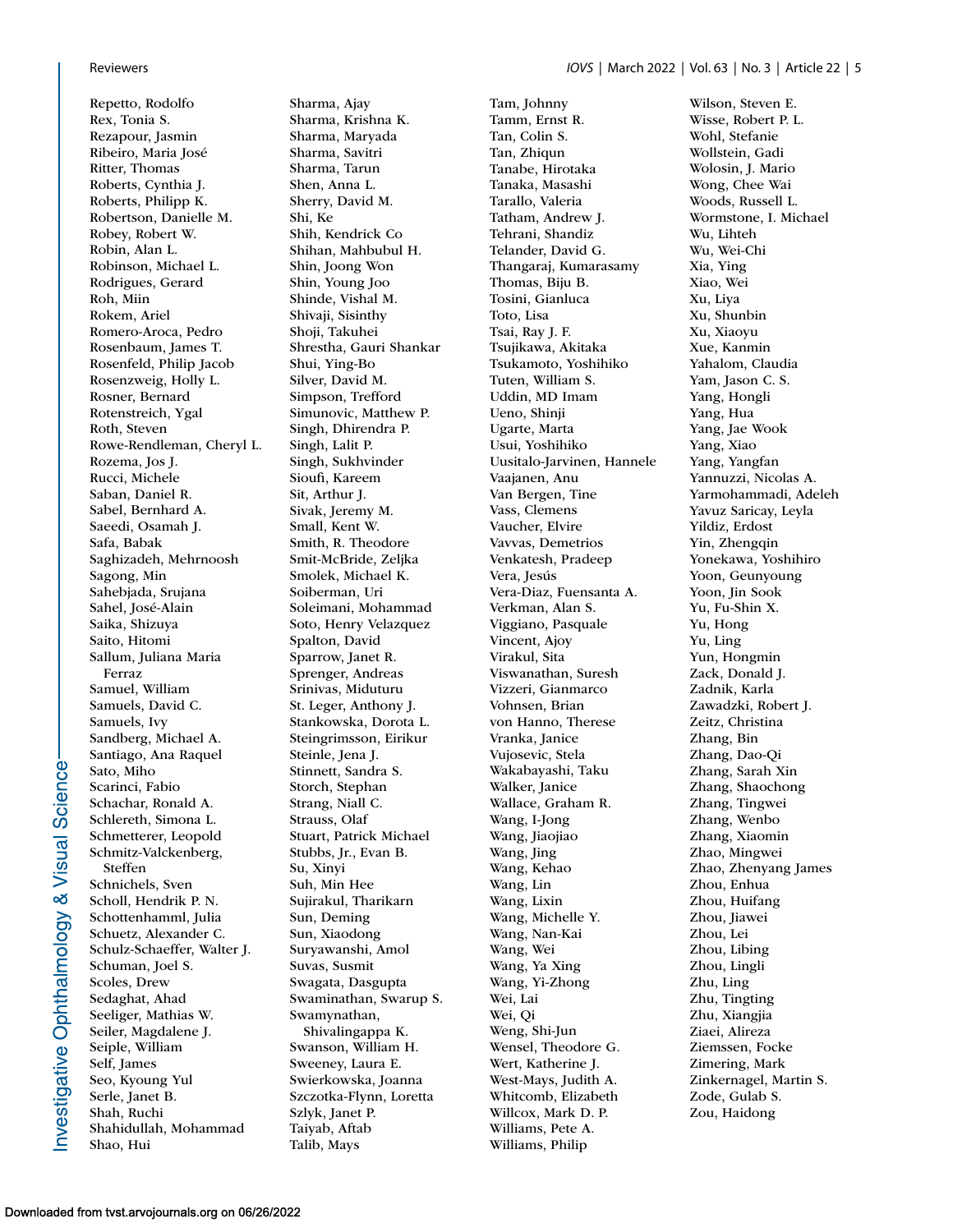Repetto, Rodolfo
Rex, Tonia S.
Rezapour, Jasmin
Ribeiro, Maria José
Ritter, Thomas
Roberts, Cynthia J.
Roberts, Philipp K.
Robertson, Danielle M.
Robey, Robert W.
Robin, Alan L.
Robinson, Michael L.
Rodrigues, Gerard
Roh, Miin
Rokem, Ariel
Romero-Aroca, Pedro
Rosenbaum, James T.
Rosenfeld, Philip Jacob
Rosenzweig, Holly L.
Rosner, Bernard
Rotenstreich, Ygal
Roth, Steven
Rowe-Rendleman, Cheryl L.
Rozema, Jos J.
Rucci, Michele
Saban, Daniel R.
Sabel, Bernhard A.
Saeedi, Osamah J.
Safa, Babak
Saghizadeh, Mehrnoosh
Sagong, Min
Sahebjada, Srujana
Sahel, José-Alain
Saika, Shizuya
Saito, Hitomi
Sallum, Juliana Maria Ferraz
Samuel, William
Samuels, David C.
Samuels, Ivy
Sandberg, Michael A.
Santiago, Ana Raquel
Sato, Miho
Scarinci, Fabio
Schachar, Ronald A.
Schlereth, Simona L.
Schmetterer, Leopold
Schmitz-Valckenberg, Steffen
Schnichels, Sven
Scholl, Hendrik P. N.
Schottenhamml, Julia
Schuetz, Alexander C.
Schulz-Schaeffer, Walter J.
Schuman, Joel S.
Scoles, Drew
Sedaghat, Ahad
Seeliger, Mathias W.
Seiler, Magdalene J.
Seiple, William
Self, James
Seo, Kyoung Yul
Serle, Janet B.
Shah, Ruchi
Shahidullah, Mohammad
Shao, Hui
Sharma, Ajay
Sharma, Krishna K.
Sharma, Maryada
Sharma, Savitri
Sharma, Tarun
Shen, Anna L.
Sherry, David M.
Shi, Ke
Shih, Kendrick Co
Shihan, Mahbubul H.
Shin, Joong Won
Shin, Young Joo
Shinde, Vishal M.
Shivaji, Sisinthy
Shoji, Takuhei
Shrestha, Gauri Shankar
Shui, Ying-Bo
Silver, David M.
Simpson, Trefford
Simunovic, Matthew P.
Singh, Dhirendra P.
Singh, Lalit P.
Singh, Sukhvinder
Sioufi, Kareem
Sit, Arthur J.
Sivak, Jeremy M.
Small, Kent W.
Smith, R. Theodore
Smit-McBride, Zeljka
Smolek, Michael K.
Soiberman, Uri
Soleimani, Mohammad
Soto, Henry Velazquez
Spalton, David
Sparrow, Janet R.
Sprenger, Andreas
Srinivas, Miduturu
St. Leger, Anthony J.
Stankowska, Dorota L.
Steingrimsson, Eirikur
Steinle, Jena J.
Stinnett, Sandra S.
Storch, Stephan
Strang, Niall C.
Strauss, Olaf
Stuart, Patrick Michael
Stubbs, Jr., Evan B.
Su, Xinyi
Suh, Min Hee
Sujirakul, Tharikarn
Sun, Deming
Sun, Xiaodong
Suryawanshi, Amol
Suvas, Susmit
Swagata, Dasgupta
Swaminathan, Swarup S.
Swamynathan, Shivalingappa K.
Swanson, William H.
Sweeney, Laura E.
Swierkowska, Joanna
Szczotka-Flynn, Loretta
Szlyk, Janet P.
Taiyab, Aftab
Talib, Mays
Tam, Johnny
Tamm, Ernst R.
Tan, Colin S.
Tan, Zhiqun
Tanabe, Hirotaka
Tanaka, Masashi
Tarallo, Valeria
Tatham, Andrew J.
Tehrani, Shandiz
Telander, David G.
Thangaraj, Kumarasamy
Thomas, Biju B.
Tosini, Gianluca
Toto, Lisa
Tsai, Ray J. F.
Tsujikawa, Akitaka
Tsukamoto, Yoshihiko
Tuten, William S.
Uddin, MD Imam
Ueno, Shinji
Ugarte, Marta
Usui, Yoshihiko
Uusitalo-Jarvinen, Hannele
Vaajanen, Anu
Van Bergen, Tine
Vass, Clemens
Vaucher, Elvire
Vavvas, Demetrios
Venkatesh, Pradeep
Vera, Jesús
Vera-Diaz, Fuensanta A.
Verkman, Alan S.
Viggiano, Pasquale
Vincent, Ajoy
Virakul, Sita
Viswanathan, Suresh
Vizzeri, Gianmarco
Vohnsen, Brian
von Hanno, Therese
Vranka, Janice
Vujosevic, Stela
Wakabayashi, Taku
Walker, Janice
Wallace, Graham R.
Wang, I-Jong
Wang, Jiaojiao
Wang, Jing
Wang, Kehao
Wang, Lin
Wang, Lixin
Wang, Michelle Y.
Wang, Nan-Kai
Wang, Wei
Wang, Ya Xing
Wang, Yi-Zhong
Wei, Lai
Wei, Qi
Weng, Shi-Jun
Wensel, Theodore G.
Wert, Katherine J.
West-Mays, Judith A.
Whitcomb, Elizabeth
Willcox, Mark D. P.
Williams, Pete A.
Williams, Philip
Wilson, Steven E.
Wisse, Robert P. L.
Wohl, Stefanie
Wollstein, Gadi
Wolosin, J. Mario
Wong, Chee Wai
Woods, Russell L.
Wormstone, I. Michael
Wu, Lihteh
Wu, Wei-Chi
Xia, Ying
Xiao, Wei
Xu, Liya
Xu, Shunbin
Xu, Xiaoyu
Xue, Kanmin
Yahalom, Claudia
Yam, Jason C. S.
Yang, Hongli
Yang, Hua
Yang, Jae Wook
Yang, Xiao
Yang, Yangfan
Yannuzzi, Nicolas A.
Yarmohammadi, Adeleh
Yavuz Saricay, Leyla
Yildiz, Erdost
Yin, Zhengqin
Yonekawa, Yoshihiro
Yoon, Geunyoung
Yoon, Jin Sook
Yu, Fu-Shin X.
Yu, Hong
Yu, Ling
Yun, Hongmin
Zack, Donald J.
Zadnik, Karla
Zawadzki, Robert J.
Zeitz, Christina
Zhang, Bin
Zhang, Dao-Qi
Zhang, Sarah Xin
Zhang, Shaochong
Zhang, Tingwei
Zhang, Wenbo
Zhang, Xiaomin
Zhao, Mingwei
Zhao, Zhenyang James
Zhou, Enhua
Zhou, Huifang
Zhou, Jiawei
Zhou, Lei
Zhou, Libing
Zhou, Lingli
Zhu, Ling
Zhu, Tingting
Zhu, Xiangjia
Ziaei, Alireza
Ziemssen, Focke
Zimering, Mark
Zinkernagel, Martin S.
Zode, Gulab S.
Zou, Haidong